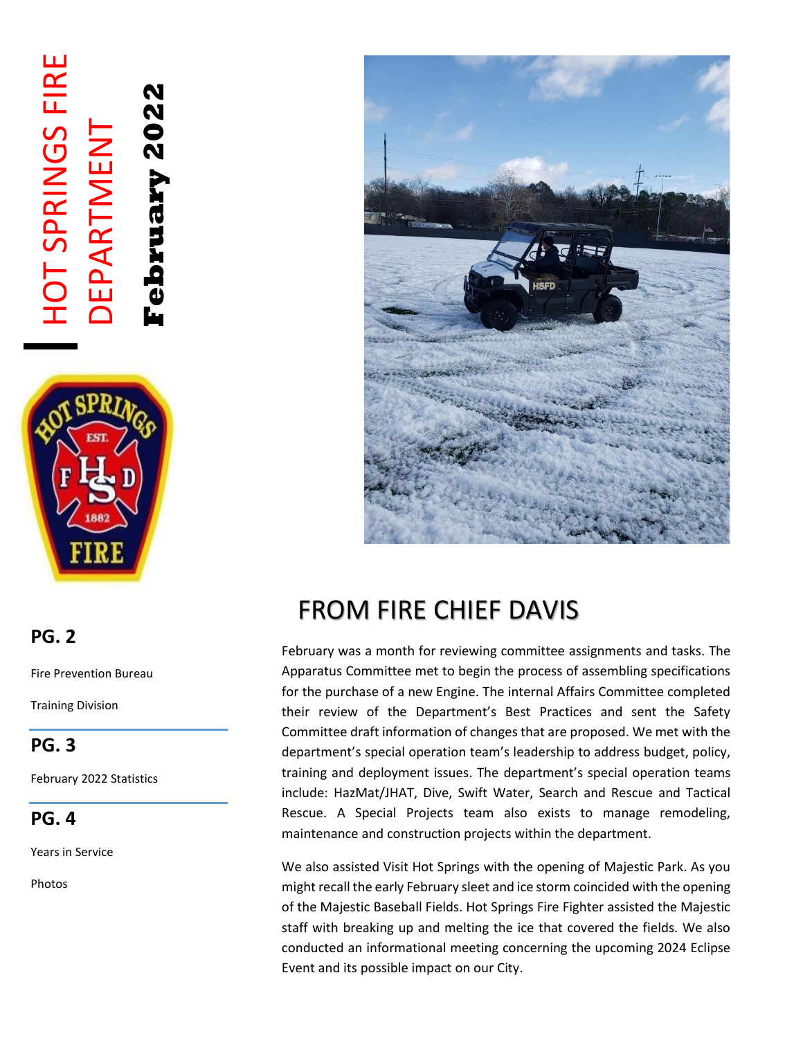# HOT SPRINGS FIRE DEPARTMENT

**February 2022**

**PG. 2**

Fire Prevention Bureau

Training Division

**PG. 3**

February 2022 Statistics

**PG. 4**

Years in Service

Photos

## FROM FIRE CHIEF DAVIS

February was a month for reviewing committee assignments and tasks. The Apparatus Committee met to begin the process of assembling specifications for the purchase of a new Engine. The internal Affairs Committee completed their review of the Department's Best Practices and sent the Safety Committee draft information of changes that are proposed. We met with the department's special operation team's leadership to address budget, policy, training and deployment issues. The department's special operation teams include: HazMat/JHAT, Dive, Swift Water, Search and Rescue and Tactical Rescue. A Special Projects team also exists to manage remodeling, maintenance and construction projects within the department.

We also assisted Visit Hot Springs with the opening of Majestic Park. As you might recall the early February sleet and ice storm coincided with the opening of the Majestic Baseball Fields. Hot Springs Fire Fighter assisted the Majestic staff with breaking up and melting the ice that covered the fields. We also conducted an informational meeting concerning the upcoming 2024 Eclipse Event and its possible impact on our City.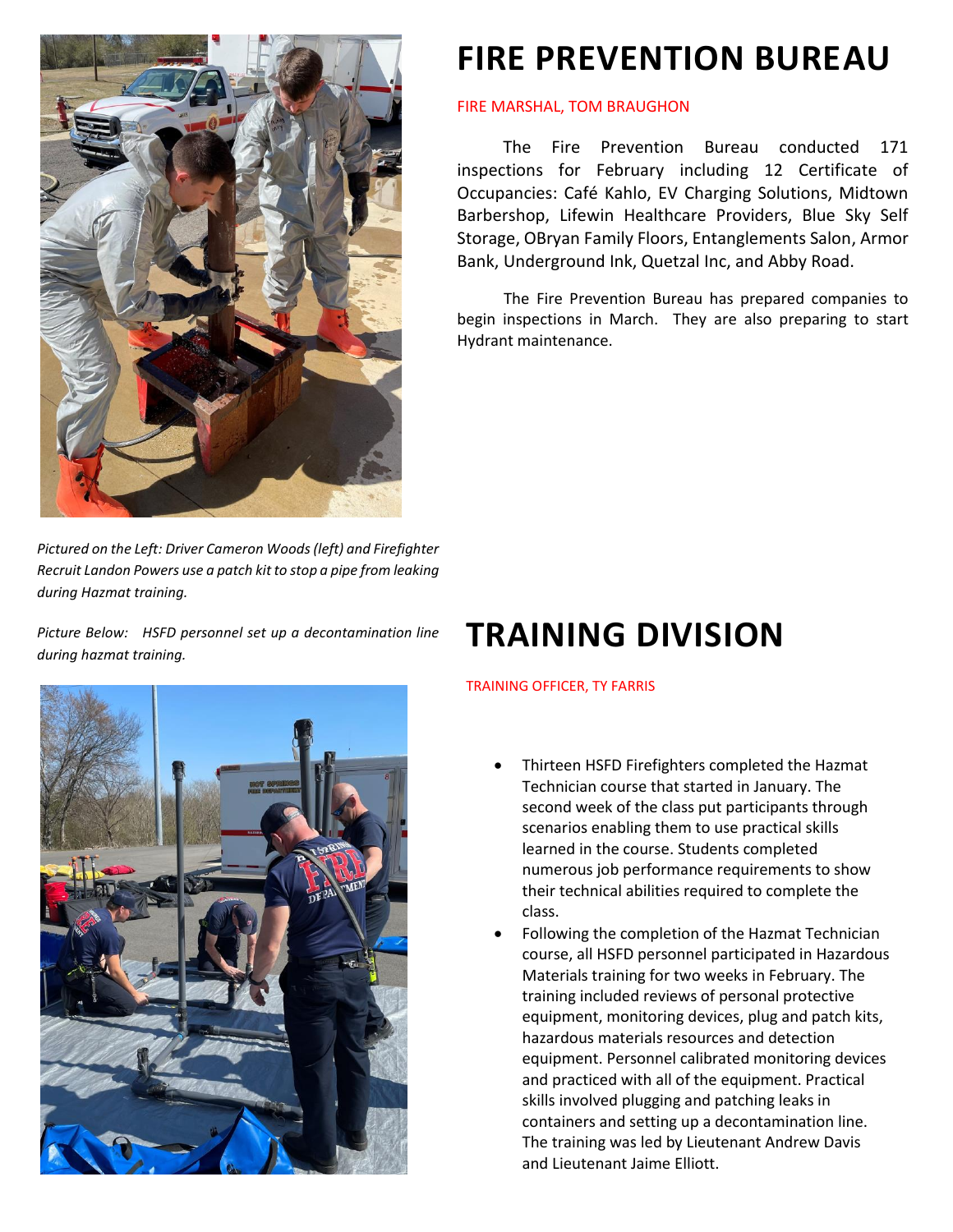# FIRE PREVENTION BUREAU

FIRE MARSHAL, TOM BRAUGHON

The Fire Prevention Bureau conducted 171 inspections for February including 12 Certificate of Occupancies: Café Kahlo, EV Charging Solutions, Midtown Barbershop, Lifewin Healthcare Providers, Blue Sky Self Storage, OBryan Family Floors, Entanglements Salon, Armor Bank, Underground Ink, Quetzal Inc, and Abby Road.

The Fire Prevention Bureau has prepared companies to begin inspections in March. They are also preparing to start Hydrant maintenance.

*Pictured on the Left: Driver Cameron Woods (left) and Firefighter Recruit Landon Powers use a patch kit to stop a pipe from leaking during Hazmat training.*

*Picture Below: HSFD personnel set up a decontamination line during hazmat training.*

# TRAINING DIVISION

TRAINING OFFICER, TY FARRIS

- Thirteen HSFD Firefighters completed the Hazmat Technician course that started in January. The second week of the class put participants through scenarios enabling them to use practical skills learned in the course. Students completed numerous job performance requirements to show their technical abilities required to complete the class.
- Following the completion of the Hazmat Technician course, all HSFD personnel participated in Hazardous Materials training for two weeks in February. The training included reviews of personal protective equipment, monitoring devices, plug and patch kits, hazardous materials resources and detection equipment. Personnel calibrated monitoring devices and practiced with all of the equipment. Practical skills involved plugging and patching leaks in containers and setting up a decontamination line. The training was led by Lieutenant Andrew Davis and Lieutenant Jaime Elliott.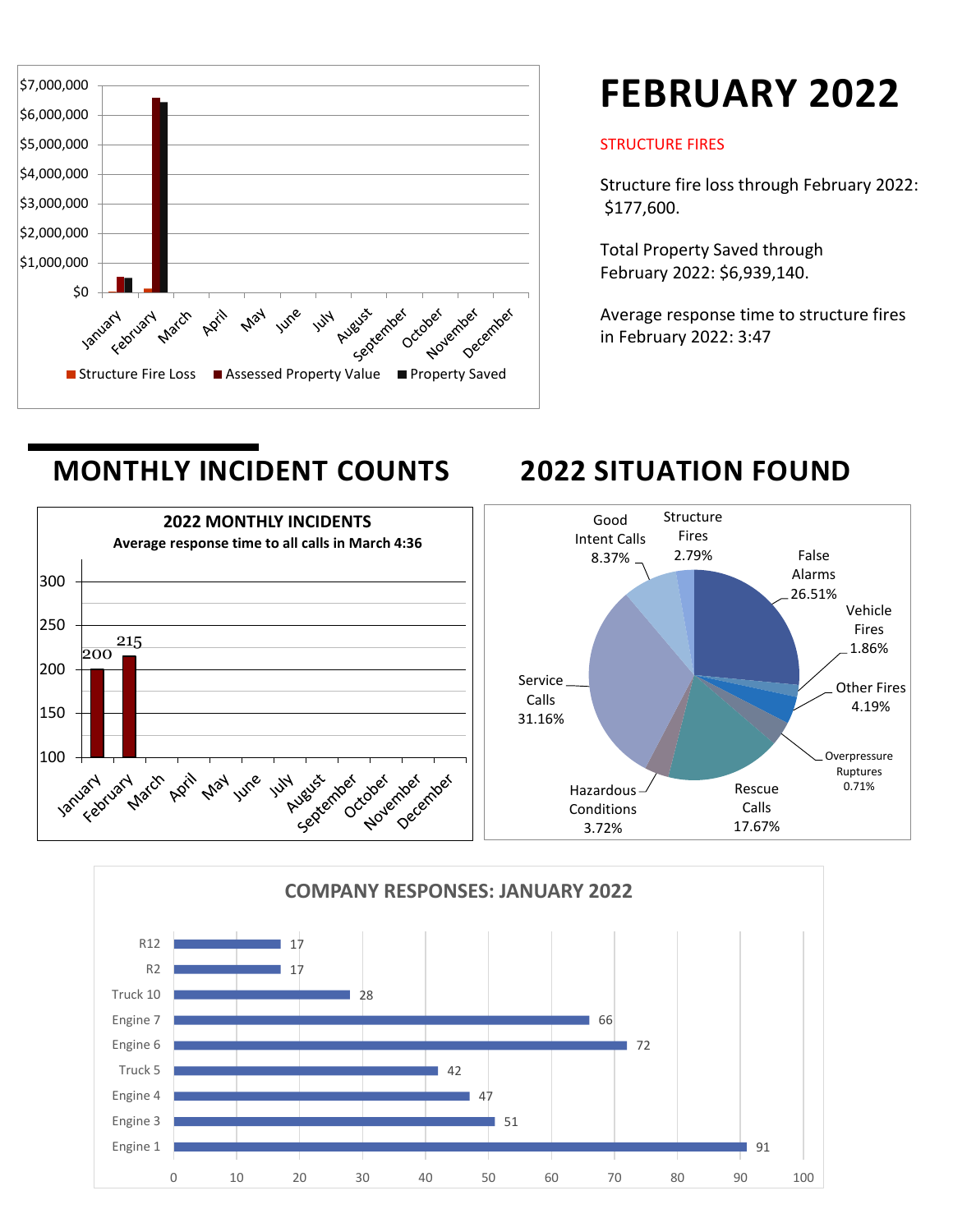# FEBRUARY 2022

STRUCTURE FIRES

Structure fire loss through February 2022: $177,600.

Total Property Saved through February 2022: $6,939,140.

Average response time to structure fires in February 2022: 3:47

Structure Fire Loss | Assessed Property Value | Property Saved

## MONTHLY INCIDENT COUNTS

**2022 MONTHLY INCIDENTS**

**Average response time to all calls in March 4:36**

| Month | Incidents |
|---|---|
| January | 200 |
| February | 215 |

## 2022 SITUATION FOUND

| Situation | Percentage |
|---|---|
| False Alarms | 26.51% |
| Vehicle Fires | 1.86% |
| Other Fires | 4.19% |
| Overpressure Ruptures | 0.71% |
| Rescue Calls | 17.67% |
| Hazardous Conditions | 3.72% |
| Service Calls | 31.16% |
| Good Intent Calls | 8.37% |
| Structure Fires | 2.79% |

**COMPANY RESPONSES: JANUARY 2022**

| Company | Responses |
|---|---|
| R12 | 17 |
| R2 | 17 |
| Truck 10 | 28 |
| Engine 7 | 66 |
| Engine 6 | 72 |
| Truck 5 | 42 |
| Engine 4 | 47 |
| Engine 3 | 51 |
| Engine 1 | 91 |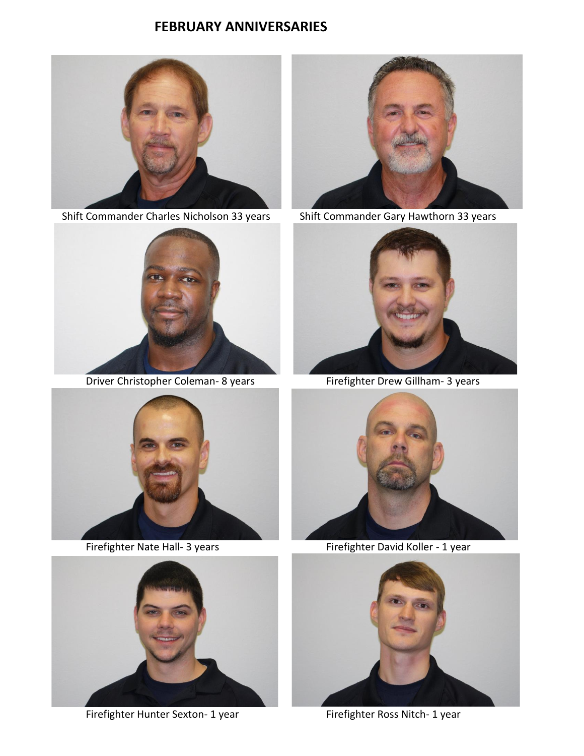# FEBRUARY ANNIVERSARIES

Shift Commander Charles Nicholson 33 years

Shift Commander Gary Hawthorn 33 years

Driver Christopher Coleman- 8 years

Firefighter Drew Gillham- 3 years

Firefighter Nate Hall- 3 years

Firefighter David Koller - 1 year

Firefighter Hunter Sexton- 1 year

Firefighter Ross Nitch- 1 year